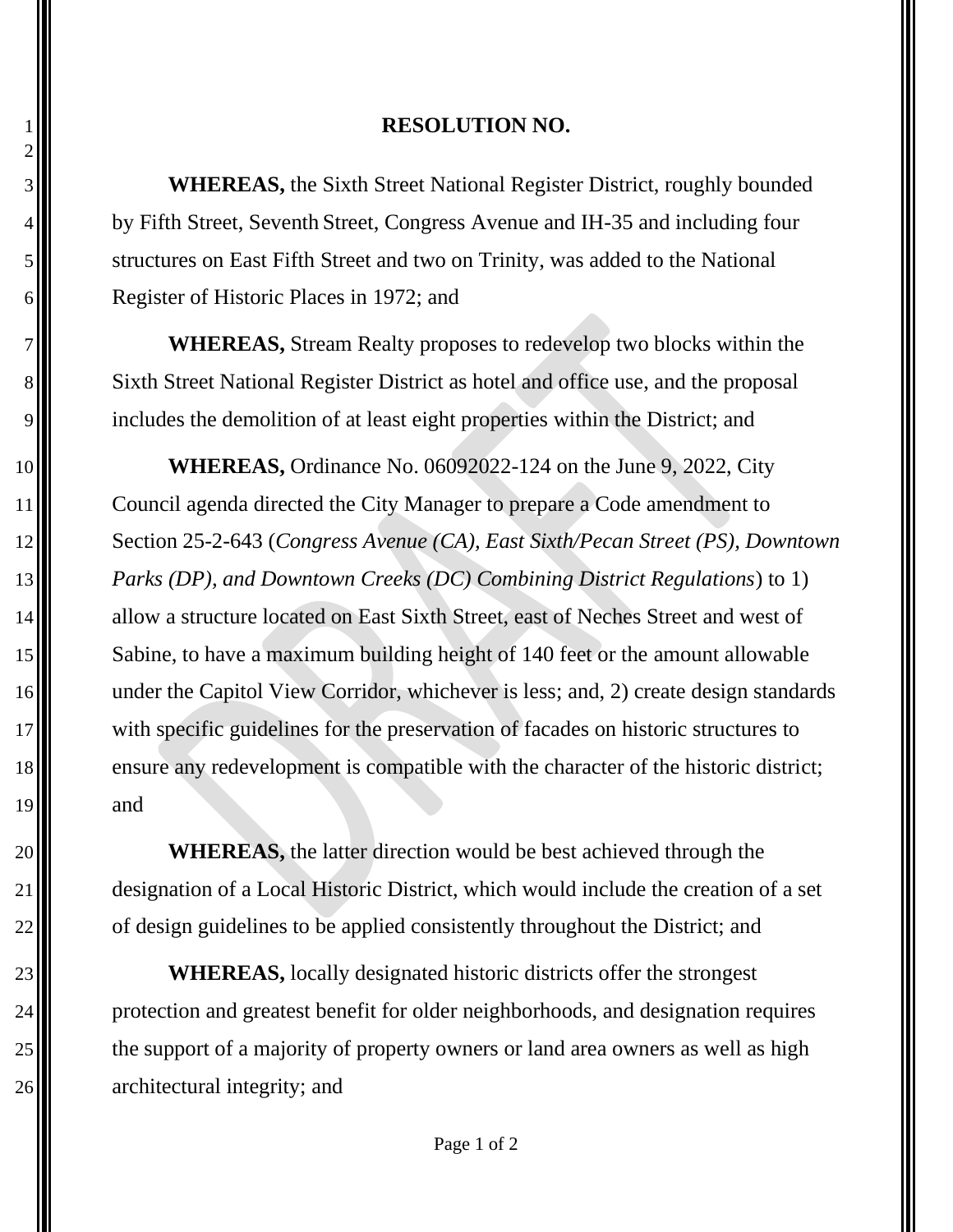# RESOLUTION NO.

**WHEREAS,** the Sixth Street National Register District, roughly bounded by Fifth Street, Seventh Street, Congress Avenue and IH-35 and including four structures on East Fifth Street and two on Trinity, was added to the National Register of Historic Places in 1972; and

**WHEREAS,** Stream Realty proposes to redevelop two blocks within the Sixth Street National Register District as hotel and office use, and the proposal includes the demolition of at least eight properties within the District; and

**WHEREAS,** Ordinance No. 06092022-124 on the June 9, 2022, City Council agenda directed the City Manager to prepare a Code amendment to Section 25-2-643 (*Congress Avenue (CA), East Sixth/Pecan Street (PS), Downtown Parks (DP), and Downtown Creeks (DC) Combining District Regulations*) to 1) allow a structure located on East Sixth Street, east of Neches Street and west of Sabine, to have a maximum building height of 140 feet or the amount allowable under the Capitol View Corridor, whichever is less; and, 2) create design standards with specific guidelines for the preservation of facades on historic structures to ensure any redevelopment is compatible with the character of the historic district; and

**WHEREAS,** the latter direction would be best achieved through the designation of a Local Historic District, which would include the creation of a set of design guidelines to be applied consistently throughout the District; and

**WHEREAS,** locally designated historic districts offer the strongest protection and greatest benefit for older neighborhoods, and designation requires the support of a majority of property owners or land area owners as well as high architectural integrity; and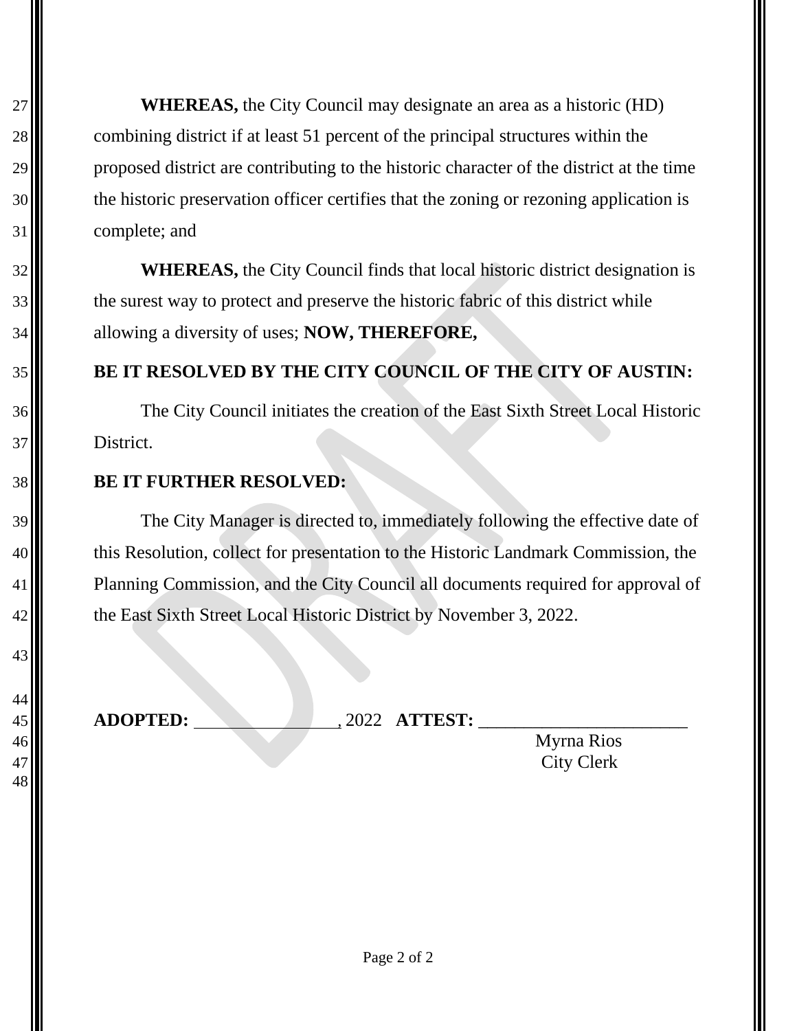**WHEREAS,** the City Council may designate an area as a historic (HD) combining district if at least 51 percent of the principal structures within the proposed district are contributing to the historic character of the district at the time the historic preservation officer certifies that the zoning or rezoning application is complete; and

**WHEREAS,** the City Council finds that local historic district designation is the surest way to protect and preserve the historic fabric of this district while allowing a diversity of uses; **NOW, THEREFORE,**

**BE IT RESOLVED BY THE CITY COUNCIL OF THE CITY OF AUSTIN:**

The City Council initiates the creation of the East Sixth Street Local Historic District.

**BE IT FURTHER RESOLVED:**

The City Manager is directed to, immediately following the effective date of this Resolution, collect for presentation to the Historic Landmark Commission, the Planning Commission, and the City Council all documents required for approval of the East Sixth Street Local Historic District by November 3, 2022.

**ADOPTED:** ________________, 2022 **ATTEST:** _______________________

Myrna Rios
City Clerk